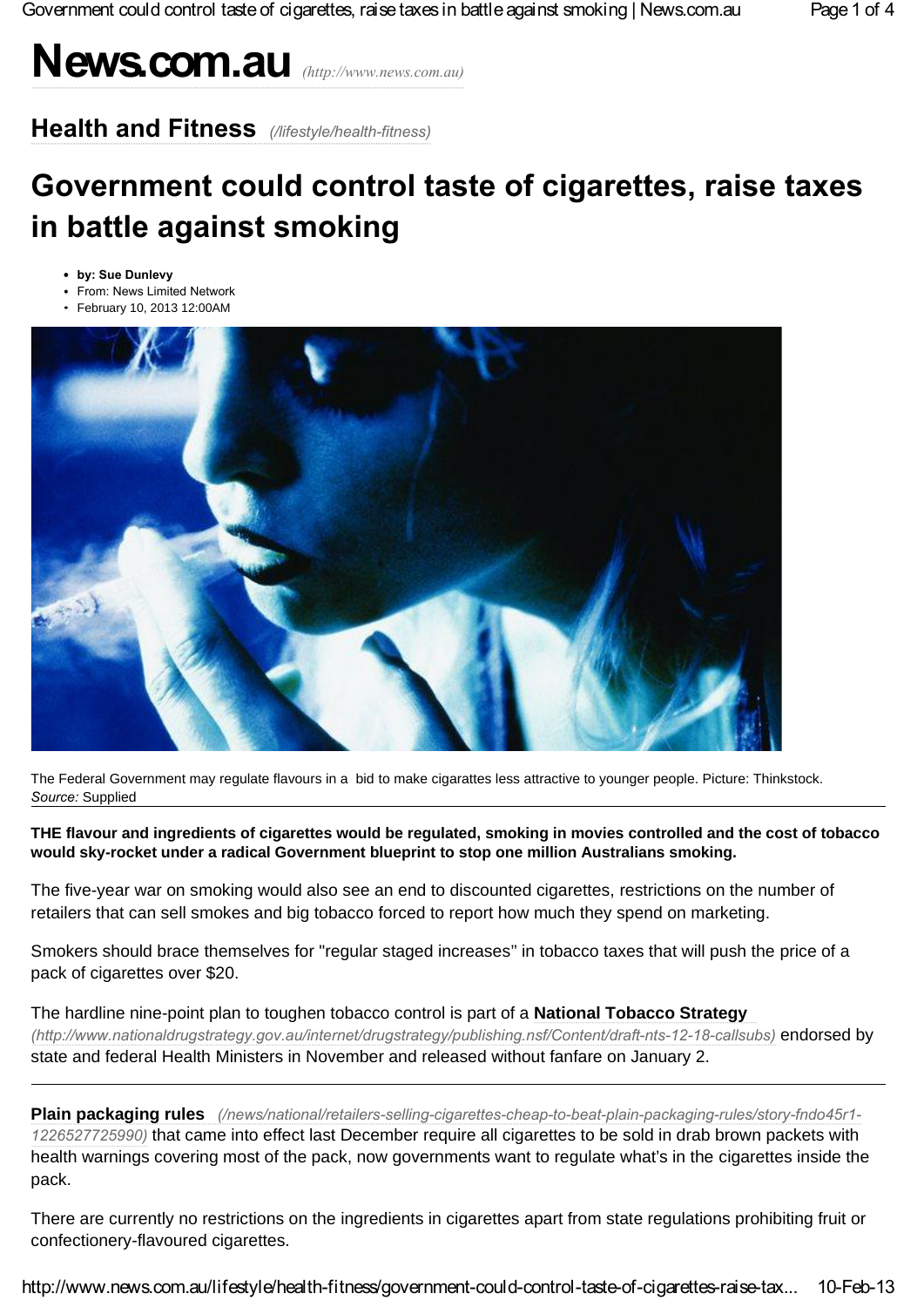# News.com.au *(http://www.news.com.au)*

## Health and Fitness *(/lifestyle/health-fitness)*

# Government could control taste of cigarettes, raise taxes in battle against smoking

- **by: Sue Dunlevy**
- From: News Limited Network
- February 10, 2013 12:00AM

The Federal Government may regulate flavours in a bid to make cigarettes less attractive to younger people. Picture: Thinkstock. *Source:* Supplied

**THE flavour and ingredients of cigarettes would be regulated, smoking in movies controlled and the cost of tobacco would sky-rocket under a radical Government blueprint to stop one million Australians smoking.**

The five-year war on smoking would also see an end to discounted cigarettes, restrictions on the number of retailers that can sell smokes and big tobacco forced to report how much they spend on marketing.

Smokers should brace themselves for "regular staged increases" in tobacco taxes that will push the price of a pack of cigarettes over $20.

The hardline nine-point plan to toughen tobacco control is part of a **National Tobacco Strategy** *(http://www.nationaldrugstrategy.gov.au/internet/drugstrategy/publishing.nsf/Content/draft-nts-12-18-callsubs)* endorsed by state and federal Health Ministers in November and released without fanfare on January 2.

---

**Plain packaging rules** *(/news/national/retailers-selling-cigarettes-cheap-to-beat-plain-packaging-rules/story-fndo45r1-1226527725990)* that came into effect last December require all cigarettes to be sold in drab brown packets with health warnings covering most of the pack, now governments want to regulate what's in the cigarettes inside the pack.

There are currently no restrictions on the ingredients in cigarettes apart from state regulations prohibiting fruit or confectionery-flavoured cigarettes.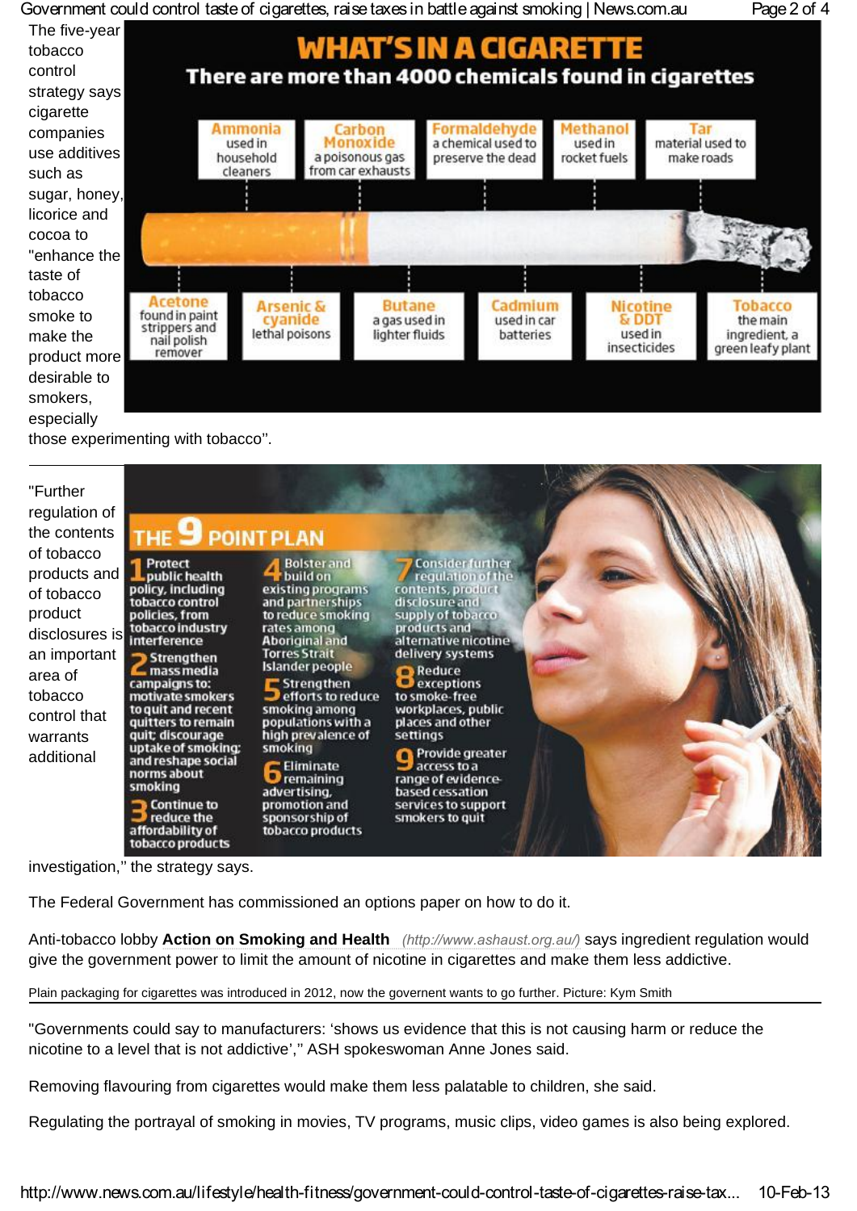The five-year tobacco control strategy says cigarette companies use additives such as sugar, honey, licorice and cocoa to "enhance the taste of tobacco smoke to make the product more desirable to smokers, especially those experimenting with tobacco''.

## WHAT'S IN A CIGARETTE

**There are more than 4000 chemicals found in cigarettes**

- **Ammonia** used in household cleaners
- **Carbon Monoxide** a poisonous gas from car exhausts
- **Formaldehyde** a chemical used to preserve the dead
- **Methanol** used in rocket fuels
- **Tar** material used to make roads
- **Acetone** found in paint strippers and nail polish remover
- **Arsenic & cyanide** lethal poisons
- **Butane** a gas used in lighter fluids
- **Cadmium** used in car batteries
- **Nicotine & DDT** used in insecticides
- **Tobacco** the main ingredient, a green leafy plant

"Further regulation of the contents of tobacco products and of tobacco product disclosures is an important area of tobacco control that warrants additional investigation,'' the strategy says.

## THE 9 POINT PLAN

1. Protect public health policy, including tobacco control policies, from tobacco industry interference
2. Strengthen mass media campaigns to: motivate smokers to quit and recent quitters to remain quit; discourage uptake of smoking; and reshape social norms about smoking
3. Continue to reduce the affordability of tobacco products
4. Bolster and build on existing programs and partnerships to reduce smoking rates among Aboriginal and Torres Strait Islander people
5. Strengthen efforts to reduce smoking among populations with a high prevalence of smoking
6. Eliminate remaining advertising, promotion and sponsorship of tobacco products
7. Consider further regulation of the contents, product disclosure and supply of tobacco products and alternative nicotine delivery systems
8. Reduce exceptions to smoke-free workplaces, public places and other settings
9. Provide greater access to a range of evidence-based cessation services to support smokers to quit

The Federal Government has commissioned an options paper on how to do it.

Anti-tobacco lobby **Action on Smoking and Health** *(http://www.ashaust.org.au/)* says ingredient regulation would give the government power to limit the amount of nicotine in cigarettes and make them less addictive.

Plain packaging for cigarettes was introduced in 2012, now the government wants to go further. Picture: Kym Smith

"Governments could say to manufacturers: 'shows us evidence that this is not causing harm or reduce the nicotine to a level that is not addictive','' ASH spokeswoman Anne Jones said.

Removing flavouring from cigarettes would make them less palatable to children, she said.

Regulating the portrayal of smoking in movies, TV programs, music clips, video games is also being explored.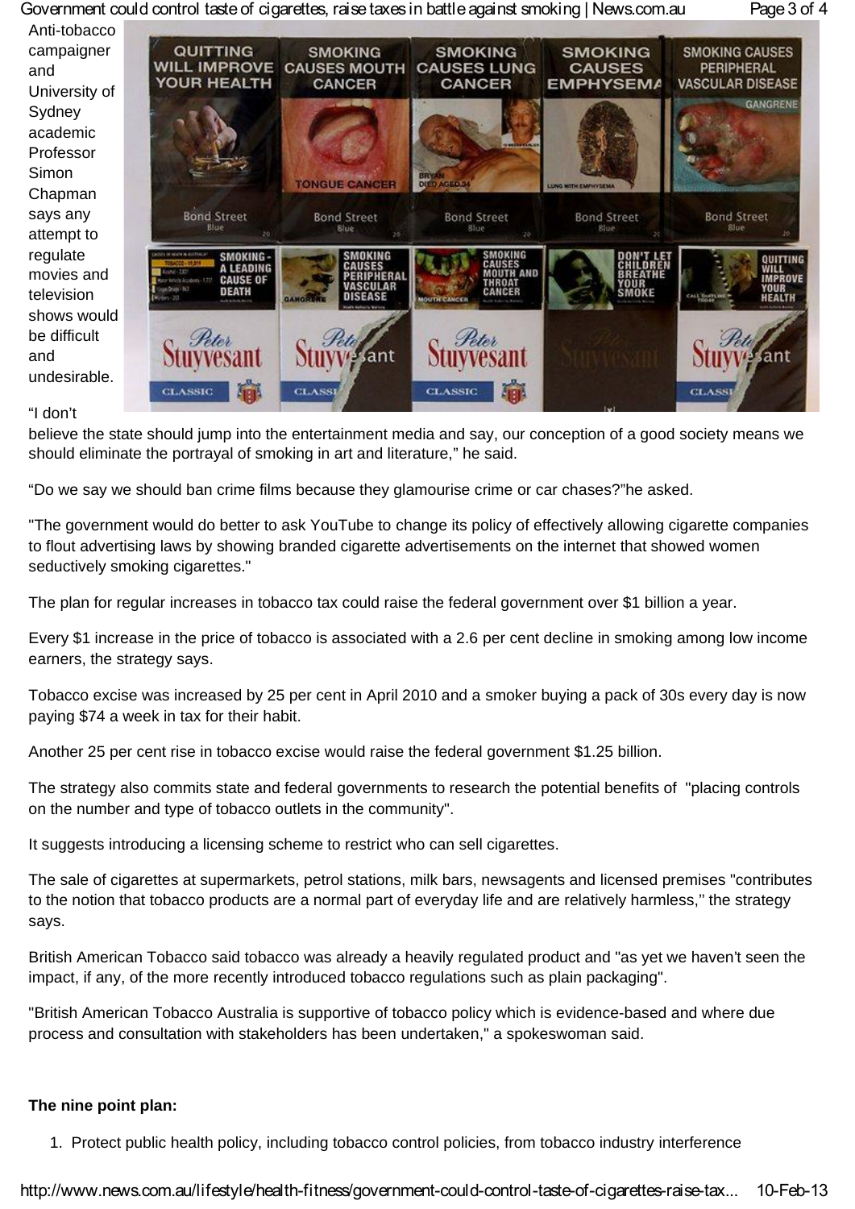Anti-tobacco campaigner and University of Sydney academic Professor Simon Chapman says any attempt to regulate movies and television shows would be difficult and undesirable.

"I don't believe the state should jump into the entertainment media and say, our conception of a good society means we should eliminate the portrayal of smoking in art and literature," he said.

"Do we say we should ban crime films because they glamourise crime or car chases?"he asked.

"The government would do better to ask YouTube to change its policy of effectively allowing cigarette companies to flout advertising laws by showing branded cigarette advertisements on the internet that showed women seductively smoking cigarettes."

The plan for regular increases in tobacco tax could raise the federal government over $1 billion a year.

Every $1 increase in the price of tobacco is associated with a 2.6 per cent decline in smoking among low income earners, the strategy says.

Tobacco excise was increased by 25 per cent in April 2010 and a smoker buying a pack of 30s every day is now paying $74 a week in tax for their habit.

Another 25 per cent rise in tobacco excise would raise the federal government $1.25 billion.

The strategy also commits state and federal governments to research the potential benefits of "placing controls on the number and type of tobacco outlets in the community".

It suggests introducing a licensing scheme to restrict who can sell cigarettes.

The sale of cigarettes at supermarkets, petrol stations, milk bars, newsagents and licensed premises "contributes to the notion that tobacco products are a normal part of everyday life and are relatively harmless," the strategy says.

British American Tobacco said tobacco was already a heavily regulated product and "as yet we haven't seen the impact, if any, of the more recently introduced tobacco regulations such as plain packaging".

"British American Tobacco Australia is supportive of tobacco policy which is evidence-based and where due process and consultation with stakeholders has been undertaken," a spokeswoman said.

**The nine point plan:**

1. Protect public health policy, including tobacco control policies, from tobacco industry interference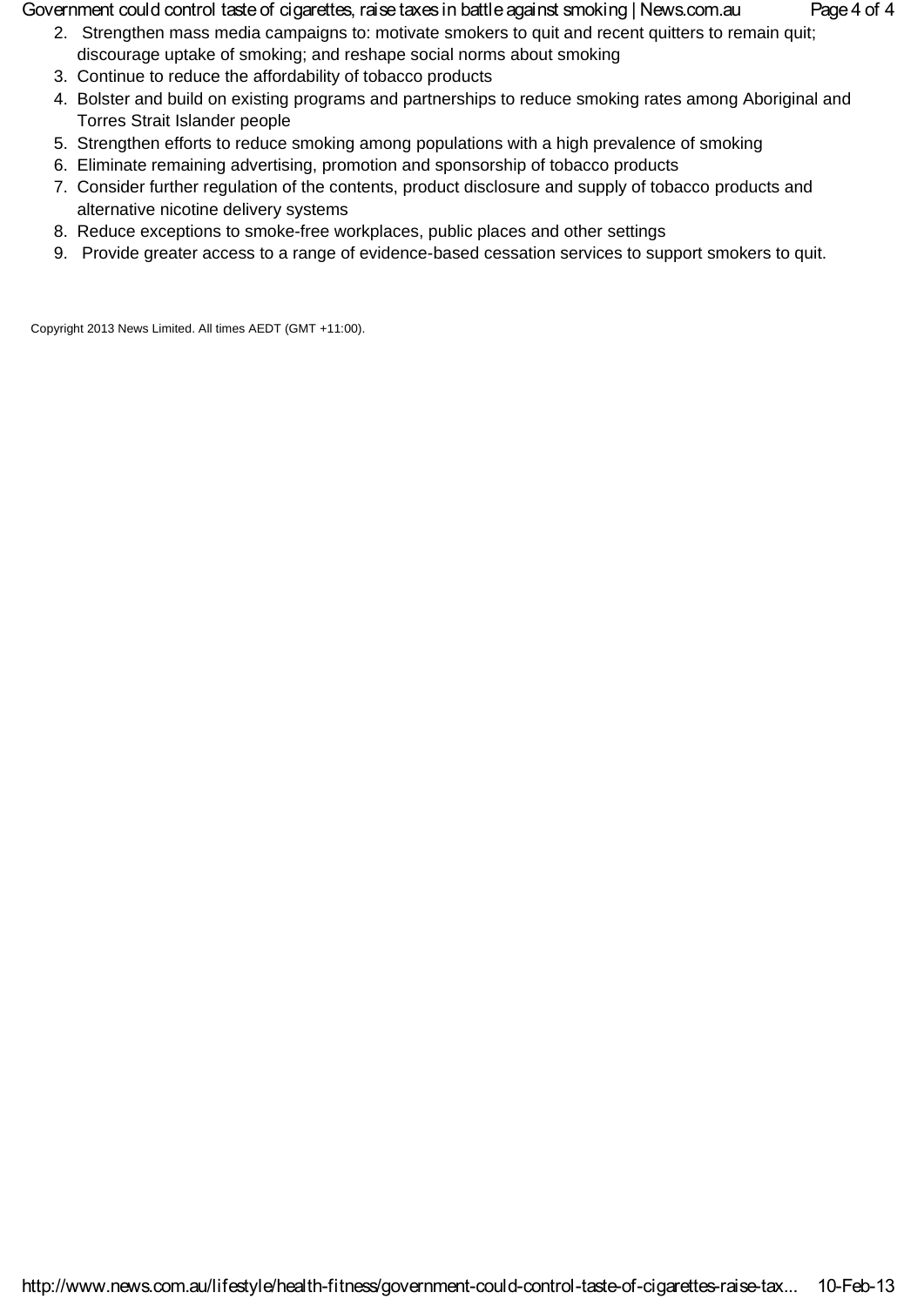2. Strengthen mass media campaigns to: motivate smokers to quit and recent quitters to remain quit; discourage uptake of smoking; and reshape social norms about smoking
3. Continue to reduce the affordability of tobacco products
4. Bolster and build on existing programs and partnerships to reduce smoking rates among Aboriginal and Torres Strait Islander people
5. Strengthen efforts to reduce smoking among populations with a high prevalence of smoking
6. Eliminate remaining advertising, promotion and sponsorship of tobacco products
7. Consider further regulation of the contents, product disclosure and supply of tobacco products and alternative nicotine delivery systems
8. Reduce exceptions to smoke-free workplaces, public places and other settings
9. Provide greater access to a range of evidence-based cessation services to support smokers to quit.

Copyright 2013 News Limited. All times AEDT (GMT +11:00).